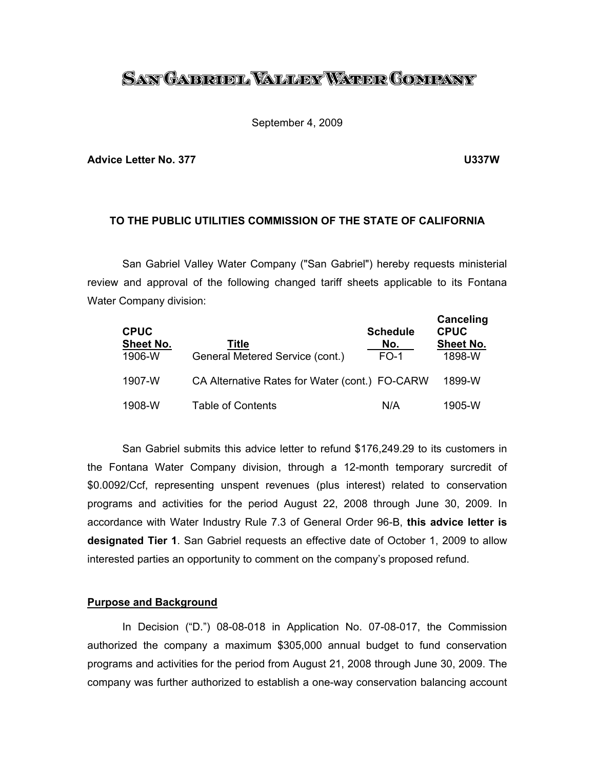# SAN GABRIEL VALLEY WATER COMPANY

September 4, 2009

**Advice Letter No. 377** **U337W**

**TO THE PUBLIC UTILITIES COMMISSION OF THE STATE OF CALIFORNIA**

San Gabriel Valley Water Company ("San Gabriel") hereby requests ministerial review and approval of the following changed tariff sheets applicable to its Fontana Water Company division:

| CPUC Sheet No. | Title | Schedule No. | Canceling CPUC Sheet No. |
|---|---|---|---|
| 1906-W | General Metered Service (cont.) | FO-1 | 1898-W |
| 1907-W | CA Alternative Rates for Water (cont.) | FO-CARW | 1899-W |
| 1908-W | Table of Contents | N/A | 1905-W |

San Gabriel submits this advice letter to refund $176,249.29 to its customers in the Fontana Water Company division, through a 12-month temporary surcredit of $0.0092/Ccf, representing unspent revenues (plus interest) related to conservation programs and activities for the period August 22, 2008 through June 30, 2009. In accordance with Water Industry Rule 7.3 of General Order 96-B, **this advice letter is designated Tier 1**. San Gabriel requests an effective date of October 1, 2009 to allow interested parties an opportunity to comment on the company's proposed refund.

## Purpose and Background

In Decision ("D.") 08-08-018 in Application No. 07-08-017, the Commission authorized the company a maximum $305,000 annual budget to fund conservation programs and activities for the period from August 21, 2008 through June 30, 2009. The company was further authorized to establish a one-way conservation balancing account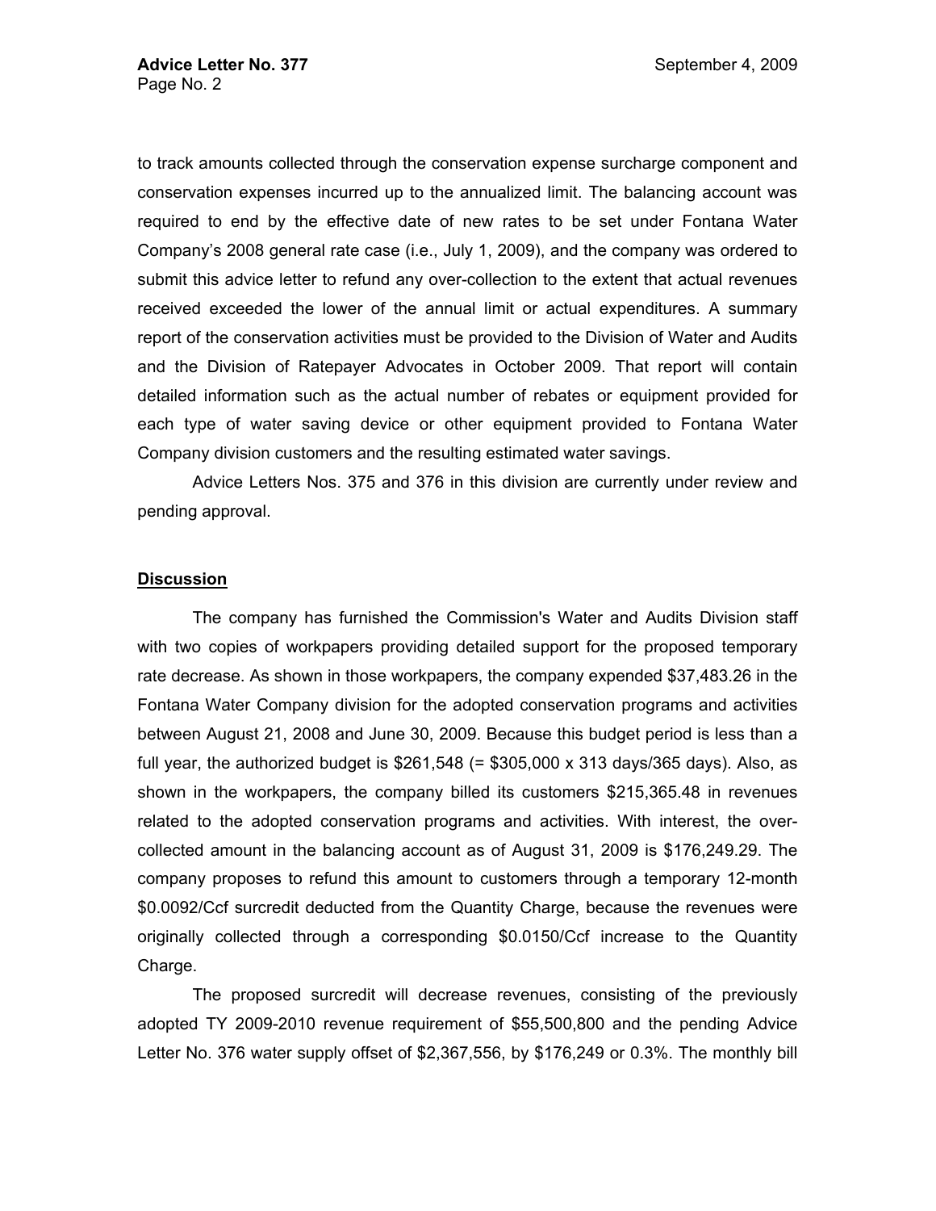to track amounts collected through the conservation expense surcharge component and conservation expenses incurred up to the annualized limit. The balancing account was required to end by the effective date of new rates to be set under Fontana Water Company's 2008 general rate case (i.e., July 1, 2009), and the company was ordered to submit this advice letter to refund any over-collection to the extent that actual revenues received exceeded the lower of the annual limit or actual expenditures. A summary report of the conservation activities must be provided to the Division of Water and Audits and the Division of Ratepayer Advocates in October 2009. That report will contain detailed information such as the actual number of rebates or equipment provided for each type of water saving device or other equipment provided to Fontana Water Company division customers and the resulting estimated water savings.

Advice Letters Nos. 375 and 376 in this division are currently under review and pending approval.

**Discussion**

The company has furnished the Commission's Water and Audits Division staff with two copies of workpapers providing detailed support for the proposed temporary rate decrease. As shown in those workpapers, the company expended $37,483.26 in the Fontana Water Company division for the adopted conservation programs and activities between August 21, 2008 and June 30, 2009. Because this budget period is less than a full year, the authorized budget is $261,548 (= $305,000 x 313 days/365 days). Also, as shown in the workpapers, the company billed its customers $215,365.48 in revenues related to the adopted conservation programs and activities. With interest, the over-collected amount in the balancing account as of August 31, 2009 is $176,249.29. The company proposes to refund this amount to customers through a temporary 12-month $0.0092/Ccf surcredit deducted from the Quantity Charge, because the revenues were originally collected through a corresponding $0.0150/Ccf increase to the Quantity Charge.

The proposed surcredit will decrease revenues, consisting of the previously adopted TY 2009-2010 revenue requirement of $55,500,800 and the pending Advice Letter No. 376 water supply offset of $2,367,556, by $176,249 or 0.3%. The monthly bill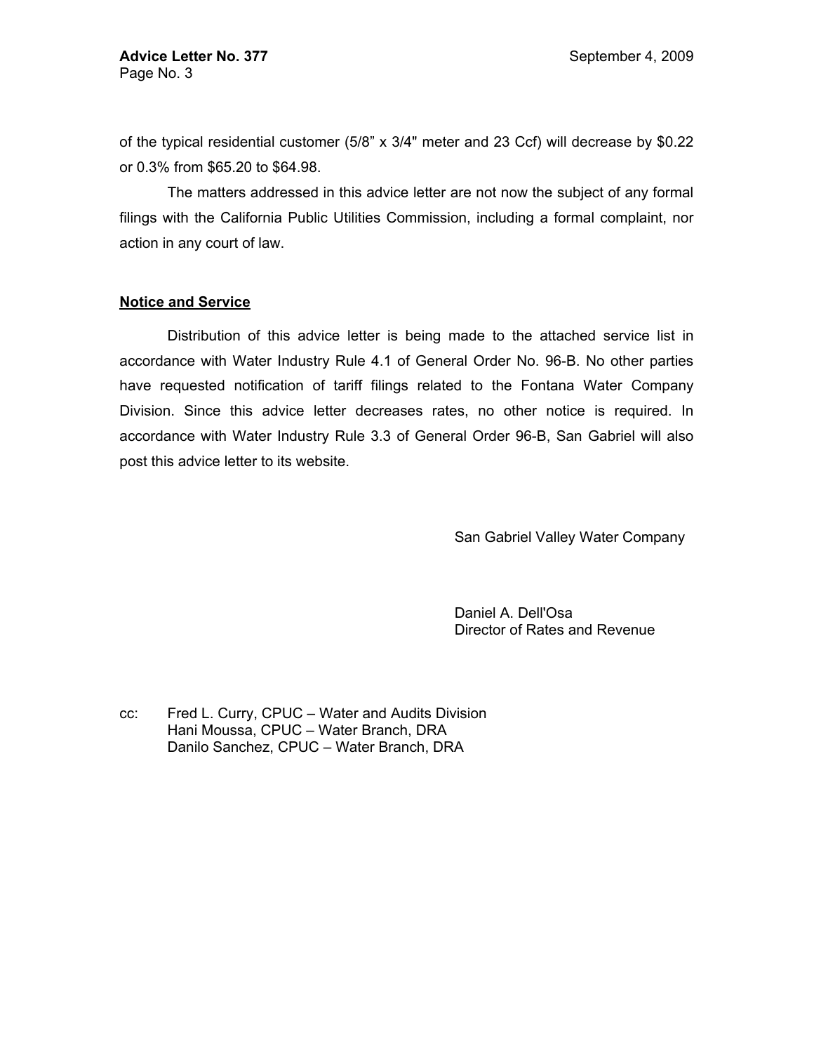of the typical residential customer (5/8” x 3/4" meter and 23 Ccf) will decrease by $0.22 or 0.3% from $65.20 to $64.98.

The matters addressed in this advice letter are not now the subject of any formal filings with the California Public Utilities Commission, including a formal complaint, nor action in any court of law.

**Notice and Service**

Distribution of this advice letter is being made to the attached service list in accordance with Water Industry Rule 4.1 of General Order No. 96-B. No other parties have requested notification of tariff filings related to the Fontana Water Company Division. Since this advice letter decreases rates, no other notice is required. In accordance with Water Industry Rule 3.3 of General Order 96-B, San Gabriel will also post this advice letter to its website.

San Gabriel Valley Water Company

Daniel A. Dell'Osa
Director of Rates and Revenue

cc: Fred L. Curry, CPUC – Water and Audits Division
Hani Moussa, CPUC – Water Branch, DRA
Danilo Sanchez, CPUC – Water Branch, DRA